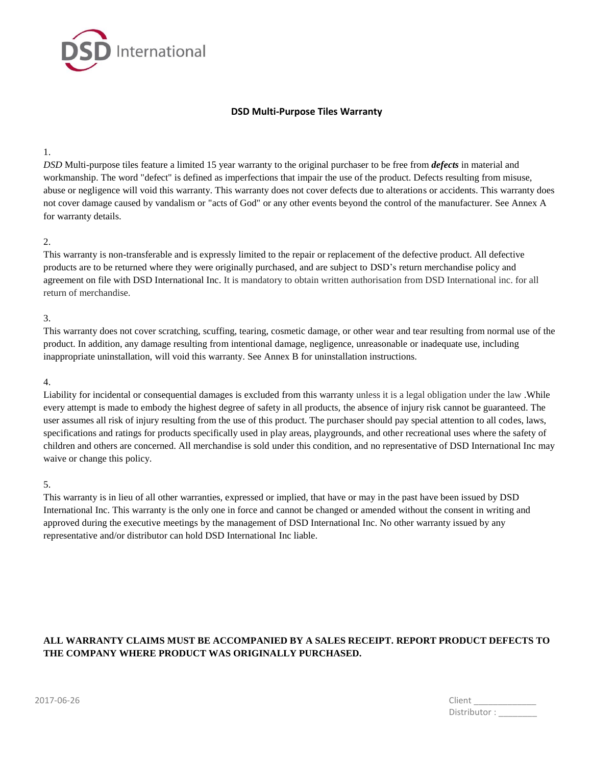DSD International

## DSD Multi-Purpose Tiles Warranty

1.

*DSD* Multi-purpose tiles feature a limited 15 year warranty to the original purchaser to be free from ***defects*** in material and workmanship. The word "defect" is defined as imperfections that impair the use of the product. Defects resulting from misuse, abuse or negligence will void this warranty. This warranty does not cover defects due to alterations or accidents. This warranty does not cover damage caused by vandalism or "acts of God" or any other events beyond the control of the manufacturer. See Annex A for warranty details.

2.

This warranty is non-transferable and is expressly limited to the repair or replacement of the defective product. All defective products are to be returned where they were originally purchased, and are subject to DSD's return merchandise policy and agreement on file with DSD International Inc. It is mandatory to obtain written authorisation from DSD International inc. for all return of merchandise.

3.

This warranty does not cover scratching, scuffing, tearing, cosmetic damage, or other wear and tear resulting from normal use of the product. In addition, any damage resulting from intentional damage, negligence, unreasonable or inadequate use, including inappropriate uninstallation, will void this warranty. See Annex B for uninstallation instructions.

4.

Liability for incidental or consequential damages is excluded from this warranty unless it is a legal obligation under the law .While every attempt is made to embody the highest degree of safety in all products, the absence of injury risk cannot be guaranteed. The user assumes all risk of injury resulting from the use of this product. The purchaser should pay special attention to all codes, laws, specifications and ratings for products specifically used in play areas, playgrounds, and other recreational uses where the safety of children and others are concerned. All merchandise is sold under this condition, and no representative of DSD International Inc may waive or change this policy.

5.

This warranty is in lieu of all other warranties, expressed or implied, that have or may in the past have been issued by DSD International Inc. This warranty is the only one in force and cannot be changed or amended without the consent in writing and approved during the executive meetings by the management of DSD International Inc. No other warranty issued by any representative and/or distributor can hold DSD International Inc liable.

**ALL WARRANTY CLAIMS MUST BE ACCOMPANIED BY A SALES RECEIPT. REPORT PRODUCT DEFECTS TO THE COMPANY WHERE PRODUCT WAS ORIGINALLY PURCHASED.**

2017-06-26

Client _____________
Distributor : ________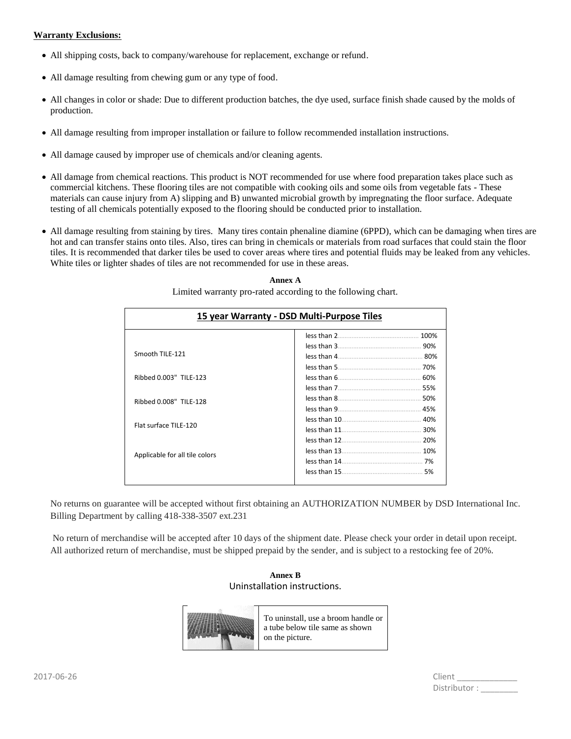**Warranty Exclusions:**

- All shipping costs, back to company/warehouse for replacement, exchange or refund.
- All damage resulting from chewing gum or any type of food.
- All changes in color or shade: Due to different production batches, the dye used, surface finish shade caused by the molds of production.
- All damage resulting from improper installation or failure to follow recommended installation instructions.
- All damage caused by improper use of chemicals and/or cleaning agents.
- All damage from chemical reactions. This product is NOT recommended for use where food preparation takes place such as commercial kitchens. These flooring tiles are not compatible with cooking oils and some oils from vegetable fats - These materials can cause injury from A) slipping and B) unwanted microbial growth by impregnating the floor surface. Adequate testing of all chemicals potentially exposed to the flooring should be conducted prior to installation.
- All damage resulting from staining by tires. Many tires contain phenaline diamine (6PPD), which can be damaging when tires are hot and can transfer stains onto tiles. Also, tires can bring in chemicals or materials from road surfaces that could stain the floor tiles. It is recommended that darker tiles be used to cover areas where tires and potential fluids may be leaked from any vehicles. White tiles or lighter shades of tiles are not recommended for use in these areas.

**Annex A**

Limited warranty pro-rated according to the following chart.

| 15 year Warranty - DSD Multi-Purpose Tiles | |
|---|---|
| Smooth TILE-121<br>Ribbed 0.003" TILE-123<br>Ribbed 0.008" TILE-128<br>Flat surface TILE-120<br>Applicable for all tile colors | less than 2 ........ 100%<br>less than 3 ........ 90%<br>less than 4 ........ 80%<br>less than 5 ........ 70%<br>less than 6 ........ 60%<br>less than 7 ........ 55%<br>less than 8 ........ 50%<br>less than 9 ........ 45%<br>less than 10 ........ 40%<br>less than 11 ........ 30%<br>less than 12 ........ 20%<br>less than 13 ........ 10%<br>less than 14 ........ 7%<br>less than 15 ........ 5% |

No returns on guarantee will be accepted without first obtaining an AUTHORIZATION NUMBER by DSD International Inc. Billing Department by calling 418-338-3507 ext.231

No return of merchandise will be accepted after 10 days of the shipment date. Please check your order in detail upon receipt. All authorized return of merchandise, must be shipped prepaid by the sender, and is subject to a restocking fee of 20%.

**Annex B**

Uninstallation instructions.

To uninstall, use a broom handle or a tube below tile same as shown on the picture.

2017-06-26

Client _____________
Distributor : ________